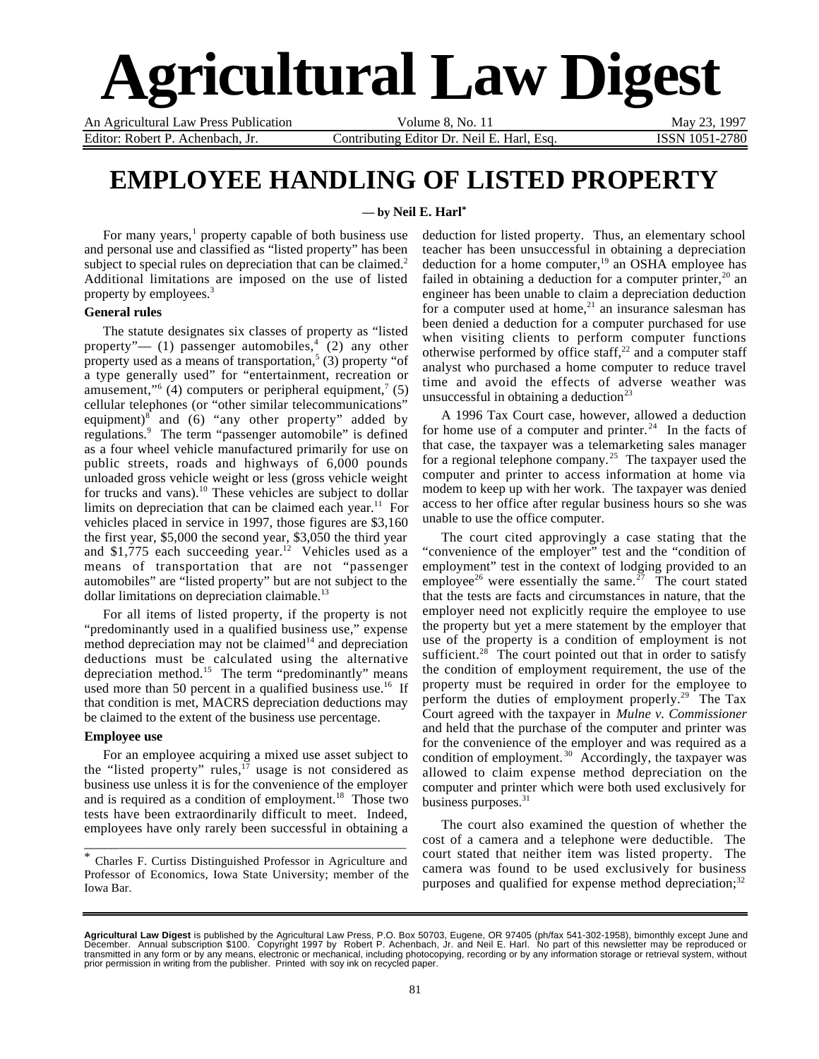# Agricultural Law Digest

An Agricultural Law Press Publication | Volume 8, No. 11 | May 23, 1997

Editor: Robert P. Achenbach, Jr. | Contributing Editor Dr. Neil E. Harl, Esq. | ISSN 1051-2780

## EMPLOYEE HANDLING OF LISTED PROPERTY

**— by Neil E. Harl***

For many years,[1] property capable of both business use and personal use and classified as "listed property" has been subject to special rules on depreciation that can be claimed.[2] Additional limitations are imposed on the use of listed property by employees.[3]

### General rules

The statute designates six classes of property as "listed property"— (1) passenger automobiles,[4] (2) any other property used as a means of transportation,[5] (3) property "of a type generally used" for "entertainment, recreation or amusement,"[6] (4) computers or peripheral equipment,[7] (5) cellular telephones (or "other similar telecommunications" equipment)[8] and (6) "any other property" added by regulations.[9] The term "passenger automobile" is defined as a four wheel vehicle manufactured primarily for use on public streets, roads and highways of 6,000 pounds unloaded gross vehicle weight or less (gross vehicle weight for trucks and vans).[10] These vehicles are subject to dollar limits on depreciation that can be claimed each year.[11] For vehicles placed in service in 1997, those figures are $3,160 the first year, $5,000 the second year, $3,050 the third year and $1,775 each succeeding year.[12] Vehicles used as a means of transportation that are not "passenger automobiles" are "listed property" but are not subject to the dollar limitations on depreciation claimable.[13]

For all items of listed property, if the property is not "predominantly used in a qualified business use," expense method depreciation may not be claimed[14] and depreciation deductions must be calculated using the alternative depreciation method.[15] The term "predominantly" means used more than 50 percent in a qualified business use.[16] If that condition is met, MACRS depreciation deductions may be claimed to the extent of the business use percentage.

### Employee use

For an employee acquiring a mixed use asset subject to the "listed property" rules,[17] usage is not considered as business use unless it is for the convenience of the employer and is required as a condition of employment.[18] Those two tests have been extraordinarily difficult to meet. Indeed, employees have only rarely been successful in obtaining a deduction for listed property. Thus, an elementary school teacher has been unsuccessful in obtaining a depreciation deduction for a home computer,[19] an OSHA employee has failed in obtaining a deduction for a computer printer,[20] an engineer has been unable to claim a depreciation deduction for a computer used at home,[21] an insurance salesman has been denied a deduction for a computer purchased for use when visiting clients to perform computer functions otherwise performed by office staff,[22] and a computer staff analyst who purchased a home computer to reduce travel time and avoid the effects of adverse weather was unsuccessful in obtaining a deduction[23]

A 1996 Tax Court case, however, allowed a deduction for home use of a computer and printer.[24] In the facts of that case, the taxpayer was a telemarketing sales manager for a regional telephone company.[25] The taxpayer used the computer and printer to access information at home via modem to keep up with her work. The taxpayer was denied access to her office after regular business hours so she was unable to use the office computer.

The court cited approvingly a case stating that the "convenience of the employer" test and the "condition of employment" test in the context of lodging provided to an employee[26] were essentially the same.[27] The court stated that the tests are facts and circumstances in nature, that the employer need not explicitly require the employee to use the property but yet a mere statement by the employer that use of the property is a condition of employment is not sufficient.[28] The court pointed out that in order to satisfy the condition of employment requirement, the use of the property must be required in order for the employee to perform the duties of employment properly.[29] The Tax Court agreed with the taxpayer in *Mulne v. Commissioner* and held that the purchase of the computer and printer was for the convenience of the employer and was required as a condition of employment.[30] Accordingly, the taxpayer was allowed to claim expense method depreciation on the computer and printer which were both used exclusively for business purposes.[31]

The court also examined the question of whether the cost of a camera and a telephone were deductible. The court stated that neither item was listed property. The camera was found to be used exclusively for business purposes and qualified for expense method depreciation;[32]

---

\* Charles F. Curtiss Distinguished Professor in Agriculture and Professor of Economics, Iowa State University; member of the Iowa Bar.

**Agricultural Law Digest** is published by the Agricultural Law Press, P.O. Box 50703, Eugene, OR 97405 (ph/fax 541-302-1958), bimonthly except June and December. Annual subscription $100. Copyright 1997 by Robert P. Achenbach, Jr. and Neil E. Harl. No part of this newsletter may be reproduced or transmitted in any form or by any means, electronic or mechanical, including photocopying, recording or by any information storage or retrieval system, without prior permission in writing from the publisher. Printed with soy ink on recycled paper.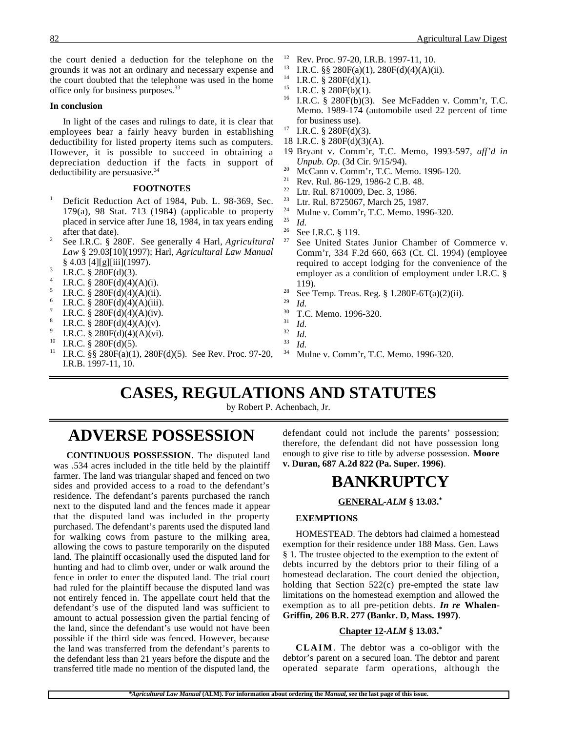the court denied a deduction for the telephone on the grounds it was not an ordinary and necessary expense and the court doubted that the telephone was used in the home office only for business purposes.[33]

**In conclusion**

In light of the cases and rulings to date, it is clear that employees bear a fairly heavy burden in establishing deductibility for listed property items such as computers. However, it is possible to succeed in obtaining a depreciation deduction if the facts in support of deductibility are persuasive.[34]

**FOOTNOTES**

1 Deficit Reduction Act of 1984, Pub. L. 98-369, Sec. 179(a), 98 Stat. 713 (1984) (applicable to property placed in service after June 18, 1984, in tax years ending after that date).

2 See I.R.C. § 280F. See generally 4 Harl, *Agricultural Law* § 29.03[10](1997); Harl, *Agricultural Law Manual* § 4.03 [4][g][iii](1997).

3 I.R.C. § 280F(d)(3).

4 I.R.C. § 280F(d)(4)(A)(i).

5 I.R.C. § 280F(d)(4)(A)(ii).

6 I.R.C. § 280F(d)(4)(A)(iii).

7 I.R.C. § 280F(d)(4)(A)(iv).

8 I.R.C. § 280F(d)(4)(A)(v).

9 I.R.C. § 280F(d)(4)(A)(vi).

10 I.R.C. § 280F(d)(5).

11 I.R.C. §§ 280F(a)(1), 280F(d)(5). See Rev. Proc. 97-20, I.R.B. 1997-11, 10.

12 Rev. Proc. 97-20, I.R.B. 1997-11, 10.

13 I.R.C. §§ 280F(a)(1), 280F(d)(4)(A)(ii).

14 I.R.C. § 280F(d)(1).

15 I.R.C. § 280F(b)(1).

16 I.R.C. § 280F(b)(3). See McFadden v. Comm'r, T.C. Memo. 1989-174 (automobile used 22 percent of time for business use).

17 I.R.C. § 280F(d)(3).

18 I.R.C. § 280F(d)(3)(A).

19 Bryant v. Comm'r, T.C. Memo, 1993-597, *aff'd in Unpub. Op*. (3d Cir. 9/15/94).

20 McCann v. Comm'r, T.C. Memo. 1996-120.

21 Rev. Rul. 86-129, 1986-2 C.B. 48.

22 Ltr. Rul. 8710009, Dec. 3, 1986.

23 Ltr. Rul. 8725067, March 25, 1987.

24 Mulne v. Comm'r, T.C. Memo. 1996-320.

25 *Id*.

26 See I.R.C. § 119.

27 See United States Junior Chamber of Commerce v. Comm'r, 334 F.2d 660, 663 (Ct. Cl. 1994) (employee required to accept lodging for the convenience of the employer as a condition of employment under I.R.C. § 119).

28 See Temp. Treas. Reg. § 1.280F-6T(a)(2)(ii).

29 *Id*.

30 T.C. Memo. 1996-320.

31 *Id*.

32 *Id*.

33 *Id*.

34 Mulne v. Comm'r, T.C. Memo. 1996-320.

# CASES, REGULATIONS AND STATUTES

by Robert P. Achenbach, Jr.

## ADVERSE POSSESSION

**CONTINUOUS POSSESSION**. The disputed land was .534 acres included in the title held by the plaintiff farmer. The land was triangular shaped and fenced on two sides and provided access to a road to the defendant's residence. The defendant's parents purchased the ranch next to the disputed land and the fences made it appear that the disputed land was included in the property purchased. The defendant's parents used the disputed land for walking cows from pasture to the milking area, allowing the cows to pasture temporarily on the disputed land. The plaintiff occasionally used the disputed land for hunting and had to climb over, under or walk around the fence in order to enter the disputed land. The trial court had ruled for the plaintiff because the disputed land was not entirely fenced in. The appellate court held that the defendant's use of the disputed land was sufficient to amount to actual possession given the partial fencing of the land, since the defendant's use would not have been possible if the third side was fenced. However, because the land was transferred from the defendant's parents to the defendant less than 21 years before the dispute and the transferred title made no mention of the disputed land, the defendant could not include the parents' possession; therefore, the defendant did not have possession long enough to give rise to title by adverse possession. **Moore v. Duran, 687 A.2d 822 (Pa. Super. 1996)**.

## BANKRUPTCY

**GENERAL-*ALM* § 13.03.***

**EXEMPTIONS**

HOMESTEAD. The debtors had claimed a homestead exemption for their residence under 188 Mass. Gen. Laws § 1. The trustee objected to the exemption to the extent of debts incurred by the debtors prior to their filing of a homestead declaration. The court denied the objection, holding that Section 522(c) pre-empted the state law limitations on the homestead exemption and allowed the exemption as to all pre-petition debts. ***In re* Whalen-Griffin, 206 B.R. 277 (Bankr. D, Mass. 1997)**.

**Chapter 12-*ALM* § 13.03.***

**CLAIM**. The debtor was a co-obligor with the debtor's parent on a secured loan. The debtor and parent operated separate farm operations, although the

**Agricultural Law Manual* (ALM). For information about ordering the *Manual*, see the last page of this issue.